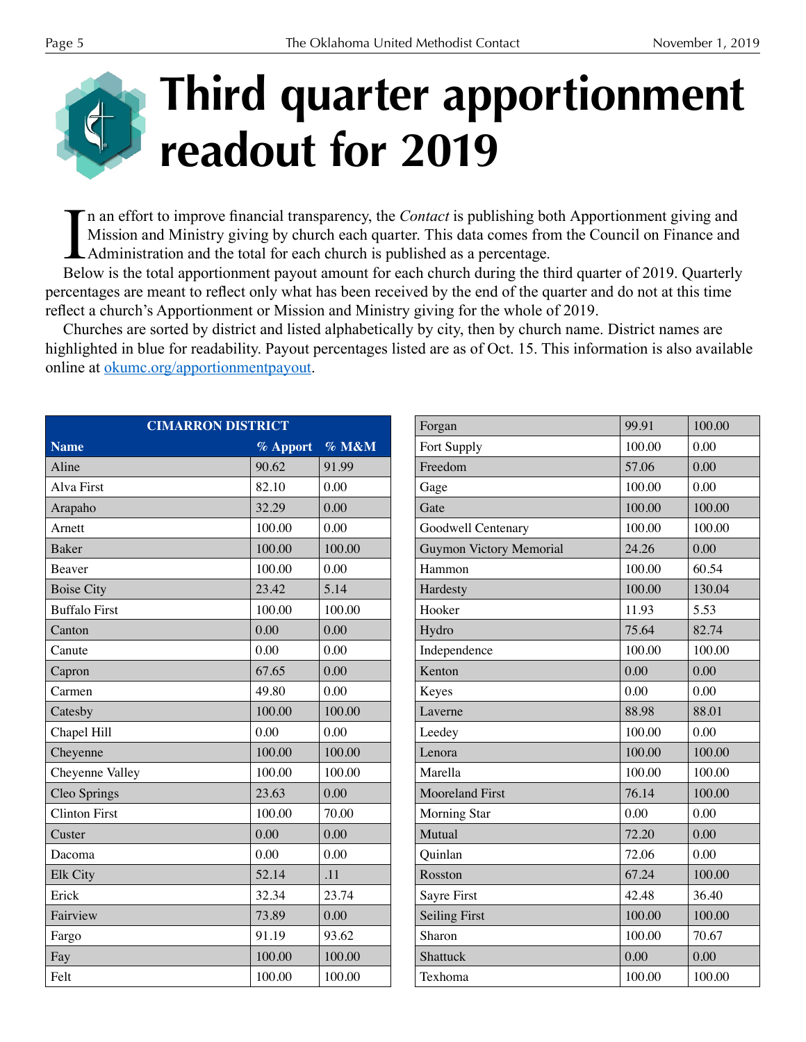# Third quarter apportionment readout for 2019

In an effort to improve financial transparency, the *Contact* is publishing both Apportionment giving and Mission and Ministry giving by church each quarter. This data comes from the Council on Finance and Administration and the total for each church is published as a percentage.

Below is the total apportionment payout amount for each church during the third quarter of 2019. Quarterly percentages are meant to reflect only what has been received by the end of the quarter and do not at this time reflect a church's Apportionment or Mission and Ministry giving for the whole of 2019.

Churches are sorted by district and listed alphabetically by city, then by church name. District names are highlighted in blue for readability. Payout percentages listed are as of Oct. 15. This information is also available online at okumc.org/apportionmentpayout.

| CIMARRON DISTRICT | | |
|---|---|---|
| **Name** | **% Apport** | **% M&M** |
| Aline | 90.62 | 91.99 |
| Alva First | 82.10 | 0.00 |
| Arapaho | 32.29 | 0.00 |
| Arnett | 100.00 | 0.00 |
| Baker | 100.00 | 100.00 |
| Beaver | 100.00 | 0.00 |
| Boise City | 23.42 | 5.14 |
| Buffalo First | 100.00 | 100.00 |
| Canton | 0.00 | 0.00 |
| Canute | 0.00 | 0.00 |
| Capron | 67.65 | 0.00 |
| Carmen | 49.80 | 0.00 |
| Catesby | 100.00 | 100.00 |
| Chapel Hill | 0.00 | 0.00 |
| Cheyenne | 100.00 | 100.00 |
| Cheyenne Valley | 100.00 | 100.00 |
| Cleo Springs | 23.63 | 0.00 |
| Clinton First | 100.00 | 70.00 |
| Custer | 0.00 | 0.00 |
| Dacoma | 0.00 | 0.00 |
| Elk City | 52.14 | .11 |
| Erick | 32.34 | 23.74 |
| Fairview | 73.89 | 0.00 |
| Fargo | 91.19 | 93.62 |
| Fay | 100.00 | 100.00 |
| Felt | 100.00 | 100.00 |
| Forgan | 99.91 | 100.00 |
| Fort Supply | 100.00 | 0.00 |
| Freedom | 57.06 | 0.00 |
| Gage | 100.00 | 0.00 |
| Gate | 100.00 | 100.00 |
| Goodwell Centenary | 100.00 | 100.00 |
| Guymon Victory Memorial | 24.26 | 0.00 |
| Hammon | 100.00 | 60.54 |
| Hardesty | 100.00 | 130.04 |
| Hooker | 11.93 | 5.53 |
| Hydro | 75.64 | 82.74 |
| Independence | 100.00 | 100.00 |
| Kenton | 0.00 | 0.00 |
| Keyes | 0.00 | 0.00 |
| Laverne | 88.98 | 88.01 |
| Leedey | 100.00 | 0.00 |
| Lenora | 100.00 | 100.00 |
| Marella | 100.00 | 100.00 |
| Mooreland First | 76.14 | 100.00 |
| Morning Star | 0.00 | 0.00 |
| Mutual | 72.20 | 0.00 |
| Quinlan | 72.06 | 0.00 |
| Rosston | 67.24 | 100.00 |
| Sayre First | 42.48 | 36.40 |
| Seiling First | 100.00 | 100.00 |
| Sharon | 100.00 | 70.67 |
| Shattuck | 0.00 | 0.00 |
| Texhoma | 100.00 | 100.00 |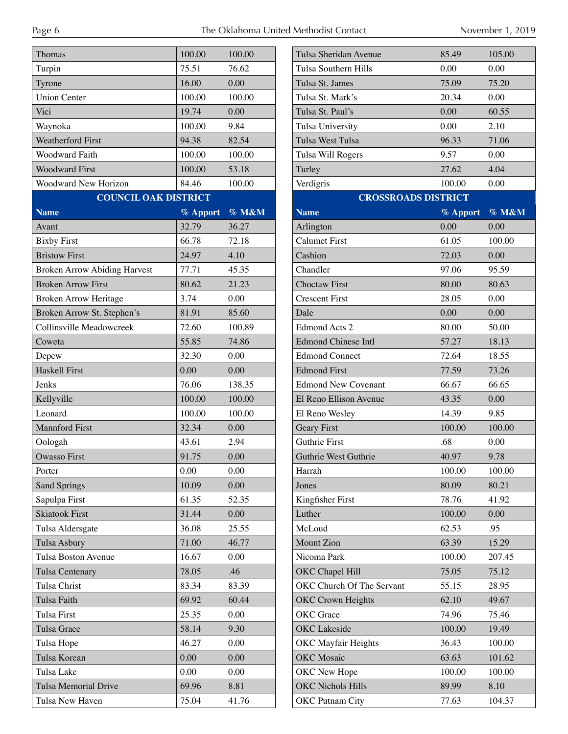| Name | % Apport | % M&M |
|---|---|---|
| Thomas | 100.00 | 100.00 |
| Turpin | 75.51 | 76.62 |
| Tyrone | 16.00 | 0.00 |
| Union Center | 100.00 | 100.00 |
| Vici | 19.74 | 0.00 |
| Waynoka | 100.00 | 9.84 |
| Weatherford First | 94.38 | 82.54 |
| Woodward Faith | 100.00 | 100.00 |
| Woodward First | 100.00 | 53.18 |
| Woodward New Horizon | 84.46 | 100.00 |

## COUNCIL OAK DISTRICT

| Name | % Apport | % M&M |
|---|---|---|
| Avant | 32.79 | 36.27 |
| Bixby First | 66.78 | 72.18 |
| Bristow First | 24.97 | 4.10 |
| Broken Arrow Abiding Harvest | 77.71 | 45.35 |
| Broken Arrow First | 80.62 | 21.23 |
| Broken Arrow Heritage | 3.74 | 0.00 |
| Broken Arrow St. Stephen's | 81.91 | 85.60 |
| Collinsville Meadowcreek | 72.60 | 100.89 |
| Coweta | 55.85 | 74.86 |
| Depew | 32.30 | 0.00 |
| Haskell First | 0.00 | 0.00 |
| Jenks | 76.06 | 138.35 |
| Kellyville | 100.00 | 100.00 |
| Leonard | 100.00 | 100.00 |
| Mannford First | 32.34 | 0.00 |
| Oologah | 43.61 | 2.94 |
| Owasso First | 91.75 | 0.00 |
| Porter | 0.00 | 0.00 |
| Sand Springs | 10.09 | 0.00 |
| Sapulpa First | 61.35 | 52.35 |
| Skiatook First | 31.44 | 0.00 |
| Tulsa Aldersgate | 36.08 | 25.55 |
| Tulsa Asbury | 71.00 | 46.77 |
| Tulsa Boston Avenue | 16.67 | 0.00 |
| Tulsa Centenary | 78.05 | .46 |
| Tulsa Christ | 83.34 | 83.39 |
| Tulsa Faith | 69.92 | 60.44 |
| Tulsa First | 25.35 | 0.00 |
| Tulsa Grace | 58.14 | 9.30 |
| Tulsa Hope | 46.27 | 0.00 |
| Tulsa Korean | 0.00 | 0.00 |
| Tulsa Lake | 0.00 | 0.00 |
| Tulsa Memorial Drive | 69.96 | 8.81 |
| Tulsa New Haven | 75.04 | 41.76 |
| Tulsa Sheridan Avenue | 85.49 | 105.00 |
| Tulsa Southern Hills | 0.00 | 0.00 |
| Tulsa St. James | 75.09 | 75.20 |
| Tulsa St. Mark's | 20.34 | 0.00 |
| Tulsa St. Paul's | 0.00 | 60.55 |
| Tulsa University | 0.00 | 2.10 |
| Tulsa West Tulsa | 96.33 | 71.06 |
| Tulsa Will Rogers | 9.57 | 0.00 |
| Turley | 27.62 | 4.04 |
| Verdigris | 100.00 | 0.00 |

## CROSSROADS DISTRICT

| Name | % Apport | % M&M |
|---|---|---|
| Arlington | 0.00 | 0.00 |
| Calumet First | 61.05 | 100.00 |
| Cashion | 72.03 | 0.00 |
| Chandler | 97.06 | 95.59 |
| Choctaw First | 80.00 | 80.63 |
| Crescent First | 28.05 | 0.00 |
| Dale | 0.00 | 0.00 |
| Edmond Acts 2 | 80.00 | 50.00 |
| Edmond Chinese Intl | 57.27 | 18.13 |
| Edmond Connect | 72.64 | 18.55 |
| Edmond First | 77.59 | 73.26 |
| Edmond New Covenant | 66.67 | 66.65 |
| El Reno Ellison Avenue | 43.35 | 0.00 |
| El Reno Wesley | 14.39 | 9.85 |
| Geary First | 100.00 | 100.00 |
| Guthrie First | .68 | 0.00 |
| Guthrie West Guthrie | 40.97 | 9.78 |
| Harrah | 100.00 | 100.00 |
| Jones | 80.09 | 80.21 |
| Kingfisher First | 78.76 | 41.92 |
| Luther | 100.00 | 0.00 |
| McLoud | 62.53 | .95 |
| Mount Zion | 63.39 | 15.29 |
| Nicoma Park | 100.00 | 207.45 |
| OKC Chapel Hill | 75.05 | 75.12 |
| OKC Church Of The Servant | 55.15 | 28.95 |
| OKC Crown Heights | 62.10 | 49.67 |
| OKC Grace | 74.96 | 75.46 |
| OKC Lakeside | 100.00 | 19.49 |
| OKC Mayfair Heights | 36.43 | 100.00 |
| OKC Mosaic | 63.63 | 101.62 |
| OKC New Hope | 100.00 | 100.00 |
| OKC Nichols Hills | 89.99 | 8.10 |
| OKC Putnam City | 77.63 | 104.37 |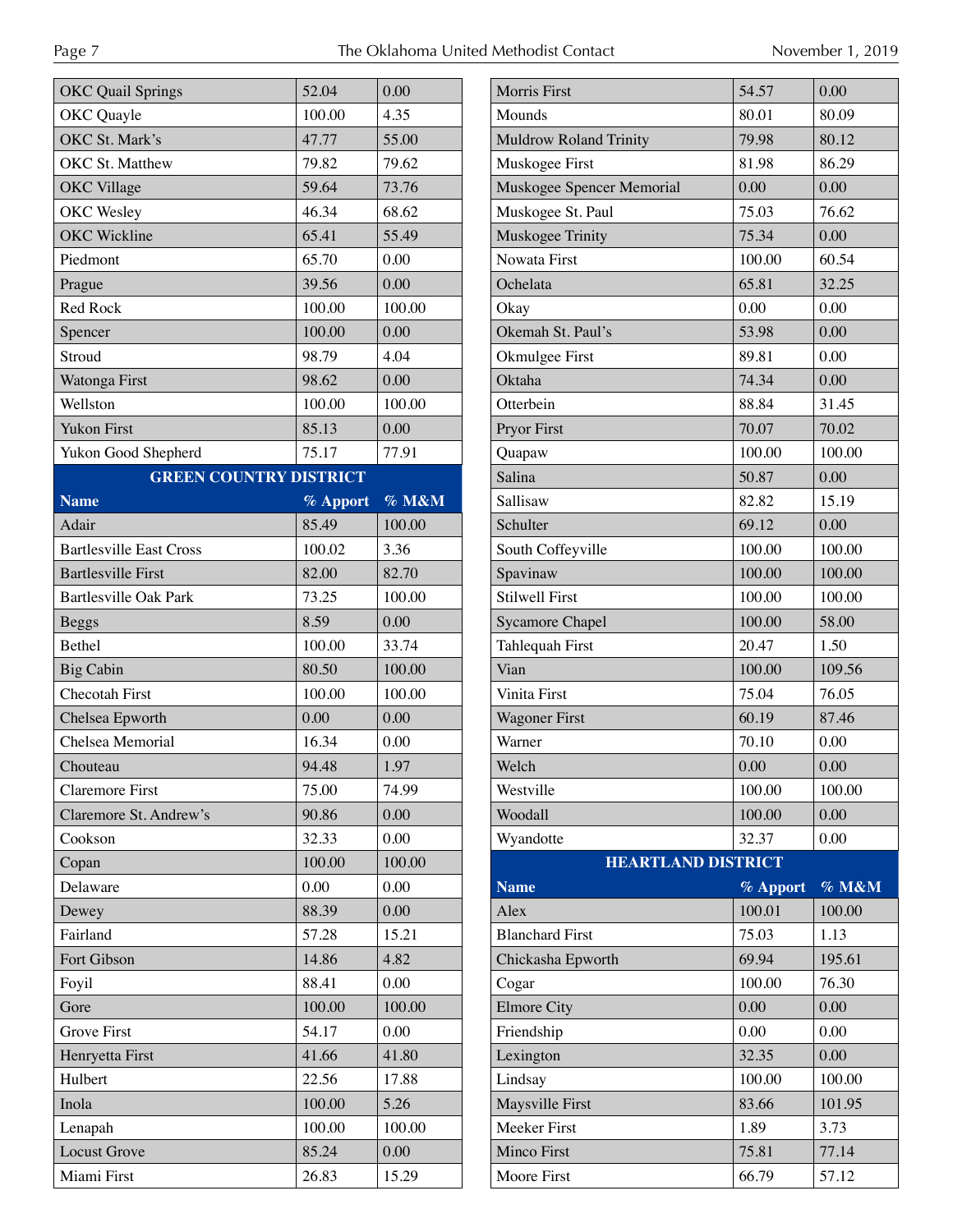| Name | % Apport | % M&M |
|---|---|---|
| OKC Quail Springs | 52.04 | 0.00 |
| OKC Quayle | 100.00 | 4.35 |
| OKC St. Mark's | 47.77 | 55.00 |
| OKC St. Matthew | 79.82 | 79.62 |
| OKC Village | 59.64 | 73.76 |
| OKC Wesley | 46.34 | 68.62 |
| OKC Wickline | 65.41 | 55.49 |
| Piedmont | 65.70 | 0.00 |
| Prague | 39.56 | 0.00 |
| Red Rock | 100.00 | 100.00 |
| Spencer | 100.00 | 0.00 |
| Stroud | 98.79 | 4.04 |
| Watonga First | 98.62 | 0.00 |
| Wellston | 100.00 | 100.00 |
| Yukon First | 85.13 | 0.00 |
| Yukon Good Shepherd | 75.17 | 77.91 |

## GREEN COUNTRY DISTRICT

| Name | % Apport | % M&M |
|---|---|---|
| Adair | 85.49 | 100.00 |
| Bartlesville East Cross | 100.02 | 3.36 |
| Bartlesville First | 82.00 | 82.70 |
| Bartlesville Oak Park | 73.25 | 100.00 |
| Beggs | 8.59 | 0.00 |
| Bethel | 100.00 | 33.74 |
| Big Cabin | 80.50 | 100.00 |
| Checotah First | 100.00 | 100.00 |
| Chelsea Epworth | 0.00 | 0.00 |
| Chelsea Memorial | 16.34 | 0.00 |
| Chouteau | 94.48 | 1.97 |
| Claremore First | 75.00 | 74.99 |
| Claremore St. Andrew's | 90.86 | 0.00 |
| Cookson | 32.33 | 0.00 |
| Copan | 100.00 | 100.00 |
| Delaware | 0.00 | 0.00 |
| Dewey | 88.39 | 0.00 |
| Fairland | 57.28 | 15.21 |
| Fort Gibson | 14.86 | 4.82 |
| Foyil | 88.41 | 0.00 |
| Gore | 100.00 | 100.00 |
| Grove First | 54.17 | 0.00 |
| Henryetta First | 41.66 | 41.80 |
| Hulbert | 22.56 | 17.88 |
| Inola | 100.00 | 5.26 |
| Lenapah | 100.00 | 100.00 |
| Locust Grove | 85.24 | 0.00 |
| Miami First | 26.83 | 15.29 |
| Morris First | 54.57 | 0.00 |
| Mounds | 80.01 | 80.09 |
| Muldrow Roland Trinity | 79.98 | 80.12 |
| Muskogee First | 81.98 | 86.29 |
| Muskogee Spencer Memorial | 0.00 | 0.00 |
| Muskogee St. Paul | 75.03 | 76.62 |
| Muskogee Trinity | 75.34 | 0.00 |
| Nowata First | 100.00 | 60.54 |
| Ochelata | 65.81 | 32.25 |
| Okay | 0.00 | 0.00 |
| Okemah St. Paul's | 53.98 | 0.00 |
| Okmulgee First | 89.81 | 0.00 |
| Oktaha | 74.34 | 0.00 |
| Otterbein | 88.84 | 31.45 |
| Pryor First | 70.07 | 70.02 |
| Quapaw | 100.00 | 100.00 |
| Salina | 50.87 | 0.00 |
| Sallisaw | 82.82 | 15.19 |
| Schulter | 69.12 | 0.00 |
| South Coffeyville | 100.00 | 100.00 |
| Spavinaw | 100.00 | 100.00 |
| Stilwell First | 100.00 | 100.00 |
| Sycamore Chapel | 100.00 | 58.00 |
| Tahlequah First | 20.47 | 1.50 |
| Vian | 100.00 | 109.56 |
| Vinita First | 75.04 | 76.05 |
| Wagoner First | 60.19 | 87.46 |
| Warner | 70.10 | 0.00 |
| Welch | 0.00 | 0.00 |
| Westville | 100.00 | 100.00 |
| Woodall | 100.00 | 0.00 |
| Wyandotte | 32.37 | 0.00 |

## HEARTLAND DISTRICT

| Name | % Apport | % M&M |
|---|---|---|
| Alex | 100.01 | 100.00 |
| Blanchard First | 75.03 | 1.13 |
| Chickasha Epworth | 69.94 | 195.61 |
| Cogar | 100.00 | 76.30 |
| Elmore City | 0.00 | 0.00 |
| Friendship | 0.00 | 0.00 |
| Lexington | 32.35 | 0.00 |
| Lindsay | 100.00 | 100.00 |
| Maysville First | 83.66 | 101.95 |
| Meeker First | 1.89 | 3.73 |
| Minco First | 75.81 | 77.14 |
| Moore First | 66.79 | 57.12 |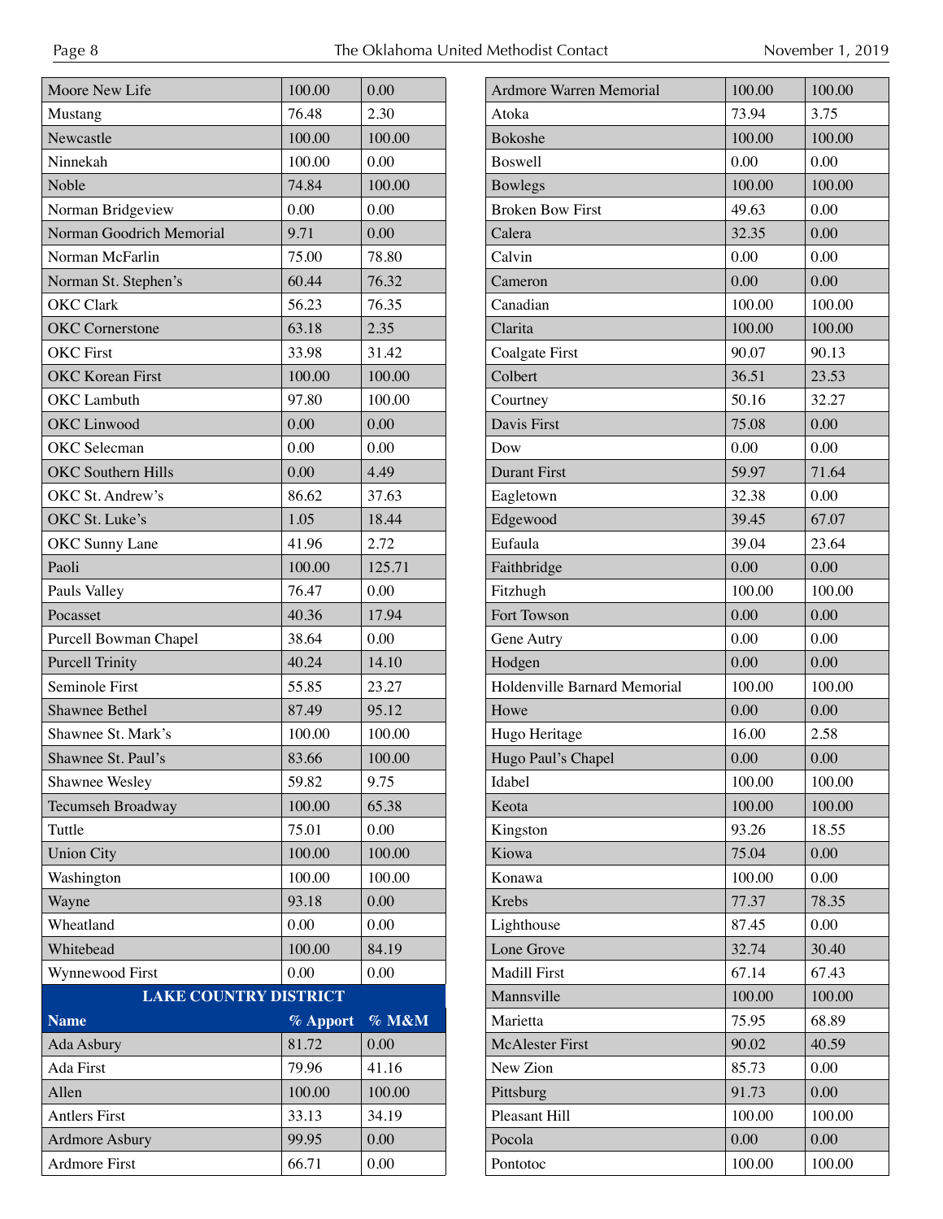| | | |
|---|---|---|
| Moore New Life | 100.00 | 0.00 |
| Mustang | 76.48 | 2.30 |
| Newcastle | 100.00 | 100.00 |
| Ninnekah | 100.00 | 0.00 |
| Noble | 74.84 | 100.00 |
| Norman Bridgeview | 0.00 | 0.00 |
| Norman Goodrich Memorial | 9.71 | 0.00 |
| Norman McFarlin | 75.00 | 78.80 |
| Norman St. Stephen's | 60.44 | 76.32 |
| OKC Clark | 56.23 | 76.35 |
| OKC Cornerstone | 63.18 | 2.35 |
| OKC First | 33.98 | 31.42 |
| OKC Korean First | 100.00 | 100.00 |
| OKC Lambuth | 97.80 | 100.00 |
| OKC Linwood | 0.00 | 0.00 |
| OKC Selecman | 0.00 | 0.00 |
| OKC Southern Hills | 0.00 | 4.49 |
| OKC St. Andrew's | 86.62 | 37.63 |
| OKC St. Luke's | 1.05 | 18.44 |
| OKC Sunny Lane | 41.96 | 2.72 |
| Paoli | 100.00 | 125.71 |
| Pauls Valley | 76.47 | 0.00 |
| Pocasset | 40.36 | 17.94 |
| Purcell Bowman Chapel | 38.64 | 0.00 |
| Purcell Trinity | 40.24 | 14.10 |
| Seminole First | 55.85 | 23.27 |
| Shawnee Bethel | 87.49 | 95.12 |
| Shawnee St. Mark's | 100.00 | 100.00 |
| Shawnee St. Paul's | 83.66 | 100.00 |
| Shawnee Wesley | 59.82 | 9.75 |
| Tecumseh Broadway | 100.00 | 65.38 |
| Tuttle | 75.01 | 0.00 |
| Union City | 100.00 | 100.00 |
| Washington | 100.00 | 100.00 |
| Wayne | 93.18 | 0.00 |
| Wheatland | 0.00 | 0.00 |
| Whitebead | 100.00 | 84.19 |
| Wynnewood First | 0.00 | 0.00 |

**LAKE COUNTRY DISTRICT**

| Name | % Apport | % M&M |
|---|---|---|
| Ada Asbury | 81.72 | 0.00 |
| Ada First | 79.96 | 41.16 |
| Allen | 100.00 | 100.00 |
| Antlers First | 33.13 | 34.19 |
| Ardmore Asbury | 99.95 | 0.00 |
| Ardmore First | 66.71 | 0.00 |
| Ardmore Warren Memorial | 100.00 | 100.00 |
| Atoka | 73.94 | 3.75 |
| Bokoshe | 100.00 | 100.00 |
| Boswell | 0.00 | 0.00 |
| Bowlegs | 100.00 | 100.00 |
| Broken Bow First | 49.63 | 0.00 |
| Calera | 32.35 | 0.00 |
| Calvin | 0.00 | 0.00 |
| Cameron | 0.00 | 0.00 |
| Canadian | 100.00 | 100.00 |
| Clarita | 100.00 | 100.00 |
| Coalgate First | 90.07 | 90.13 |
| Colbert | 36.51 | 23.53 |
| Courtney | 50.16 | 32.27 |
| Davis First | 75.08 | 0.00 |
| Dow | 0.00 | 0.00 |
| Durant First | 59.97 | 71.64 |
| Eagletown | 32.38 | 0.00 |
| Edgewood | 39.45 | 67.07 |
| Eufaula | 39.04 | 23.64 |
| Faithbridge | 0.00 | 0.00 |
| Fitzhugh | 100.00 | 100.00 |
| Fort Towson | 0.00 | 0.00 |
| Gene Autry | 0.00 | 0.00 |
| Hodgen | 0.00 | 0.00 |
| Holdenville Barnard Memorial | 100.00 | 100.00 |
| Howe | 0.00 | 0.00 |
| Hugo Heritage | 16.00 | 2.58 |
| Hugo Paul's Chapel | 0.00 | 0.00 |
| Idabel | 100.00 | 100.00 |
| Keota | 100.00 | 100.00 |
| Kingston | 93.26 | 18.55 |
| Kiowa | 75.04 | 0.00 |
| Konawa | 100.00 | 0.00 |
| Krebs | 77.37 | 78.35 |
| Lighthouse | 87.45 | 0.00 |
| Lone Grove | 32.74 | 30.40 |
| Madill First | 67.14 | 67.43 |
| Mannsville | 100.00 | 100.00 |
| Marietta | 75.95 | 68.89 |
| McAlester First | 90.02 | 40.59 |
| New Zion | 85.73 | 0.00 |
| Pittsburg | 91.73 | 0.00 |
| Pleasant Hill | 100.00 | 100.00 |
| Pocola | 0.00 | 0.00 |
| Pontotoc | 100.00 | 100.00 |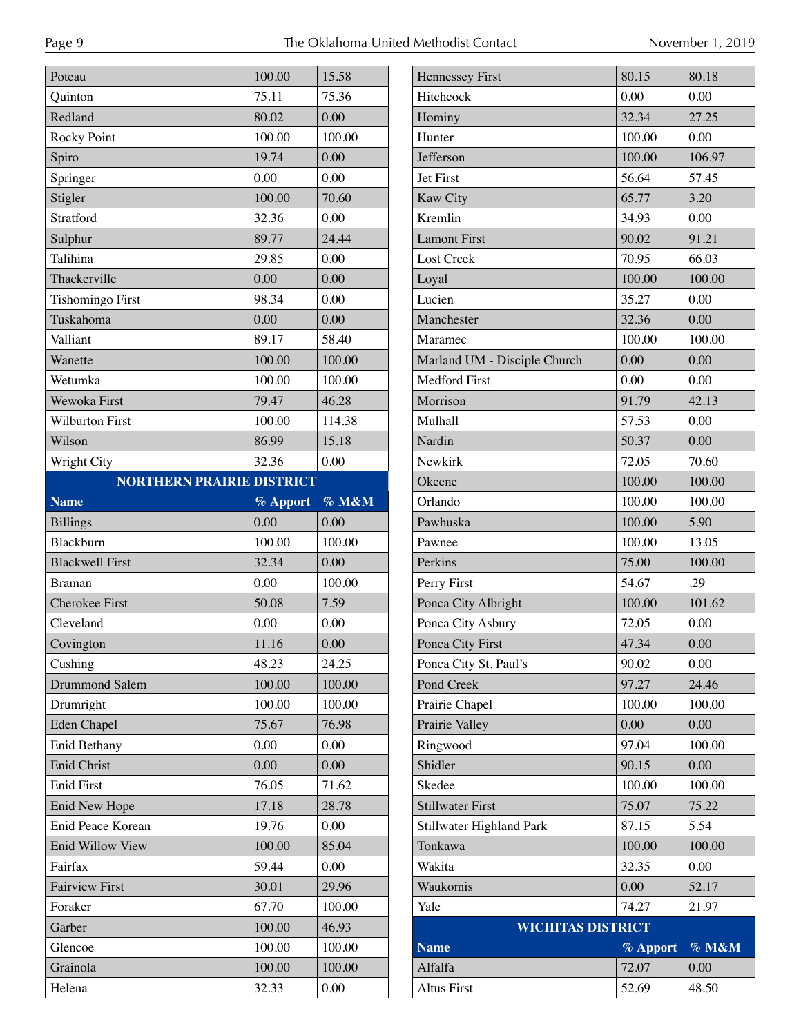| Name | % Apport | % M&M |
|---|---|---|
| Poteau | 100.00 | 15.58 |
| Quinton | 75.11 | 75.36 |
| Redland | 80.02 | 0.00 |
| Rocky Point | 100.00 | 100.00 |
| Spiro | 19.74 | 0.00 |
| Springer | 0.00 | 0.00 |
| Stigler | 100.00 | 70.60 |
| Stratford | 32.36 | 0.00 |
| Sulphur | 89.77 | 24.44 |
| Talihina | 29.85 | 0.00 |
| Thackerville | 0.00 | 0.00 |
| Tishomingo First | 98.34 | 0.00 |
| Tuskahoma | 0.00 | 0.00 |
| Valliant | 89.17 | 58.40 |
| Wanette | 100.00 | 100.00 |
| Wetumka | 100.00 | 100.00 |
| Wewoka First | 79.47 | 46.28 |
| Wilburton First | 100.00 | 114.38 |
| Wilson | 86.99 | 15.18 |
| Wright City | 32.36 | 0.00 |

## NORTHERN PRAIRIE DISTRICT

| Name | % Apport | % M&M |
|---|---|---|
| Billings | 0.00 | 0.00 |
| Blackburn | 100.00 | 100.00 |
| Blackwell First | 32.34 | 0.00 |
| Braman | 0.00 | 100.00 |
| Cherokee First | 50.08 | 7.59 |
| Cleveland | 0.00 | 0.00 |
| Covington | 11.16 | 0.00 |
| Cushing | 48.23 | 24.25 |
| Drummond Salem | 100.00 | 100.00 |
| Drumright | 100.00 | 100.00 |
| Eden Chapel | 75.67 | 76.98 |
| Enid Bethany | 0.00 | 0.00 |
| Enid Christ | 0.00 | 0.00 |
| Enid First | 76.05 | 71.62 |
| Enid New Hope | 17.18 | 28.78 |
| Enid Peace Korean | 19.76 | 0.00 |
| Enid Willow View | 100.00 | 85.04 |
| Fairfax | 59.44 | 0.00 |
| Fairview First | 30.01 | 29.96 |
| Foraker | 67.70 | 100.00 |
| Garber | 100.00 | 46.93 |
| Glencoe | 100.00 | 100.00 |
| Grainola | 100.00 | 100.00 |
| Helena | 32.33 | 0.00 |
| Hennessey First | 80.15 | 80.18 |
| Hitchcock | 0.00 | 0.00 |
| Hominy | 32.34 | 27.25 |
| Hunter | 100.00 | 0.00 |
| Jefferson | 100.00 | 106.97 |
| Jet First | 56.64 | 57.45 |
| Kaw City | 65.77 | 3.20 |
| Kremlin | 34.93 | 0.00 |
| Lamont First | 90.02 | 91.21 |
| Lost Creek | 70.95 | 66.03 |
| Loyal | 100.00 | 100.00 |
| Lucien | 35.27 | 0.00 |
| Manchester | 32.36 | 0.00 |
| Maramec | 100.00 | 100.00 |
| Marland UM - Disciple Church | 0.00 | 0.00 |
| Medford First | 0.00 | 0.00 |
| Morrison | 91.79 | 42.13 |
| Mulhall | 57.53 | 0.00 |
| Nardin | 50.37 | 0.00 |
| Newkirk | 72.05 | 70.60 |
| Okeene | 100.00 | 100.00 |
| Orlando | 100.00 | 100.00 |
| Pawhuska | 100.00 | 5.90 |
| Pawnee | 100.00 | 13.05 |
| Perkins | 75.00 | 100.00 |
| Perry First | 54.67 | .29 |
| Ponca City Albright | 100.00 | 101.62 |
| Ponca City Asbury | 72.05 | 0.00 |
| Ponca City First | 47.34 | 0.00 |
| Ponca City St. Paul's | 90.02 | 0.00 |
| Pond Creek | 97.27 | 24.46 |
| Prairie Chapel | 100.00 | 100.00 |
| Prairie Valley | 0.00 | 0.00 |
| Ringwood | 97.04 | 100.00 |
| Shidler | 90.15 | 0.00 |
| Skedee | 100.00 | 100.00 |
| Stillwater First | 75.07 | 75.22 |
| Stillwater Highland Park | 87.15 | 5.54 |
| Tonkawa | 100.00 | 100.00 |
| Wakita | 32.35 | 0.00 |
| Waukomis | 0.00 | 52.17 |
| Yale | 74.27 | 21.97 |

## WICHITAS DISTRICT

| Name | % Apport | % M&M |
|---|---|---|
| Alfalfa | 72.07 | 0.00 |
| Altus First | 52.69 | 48.50 |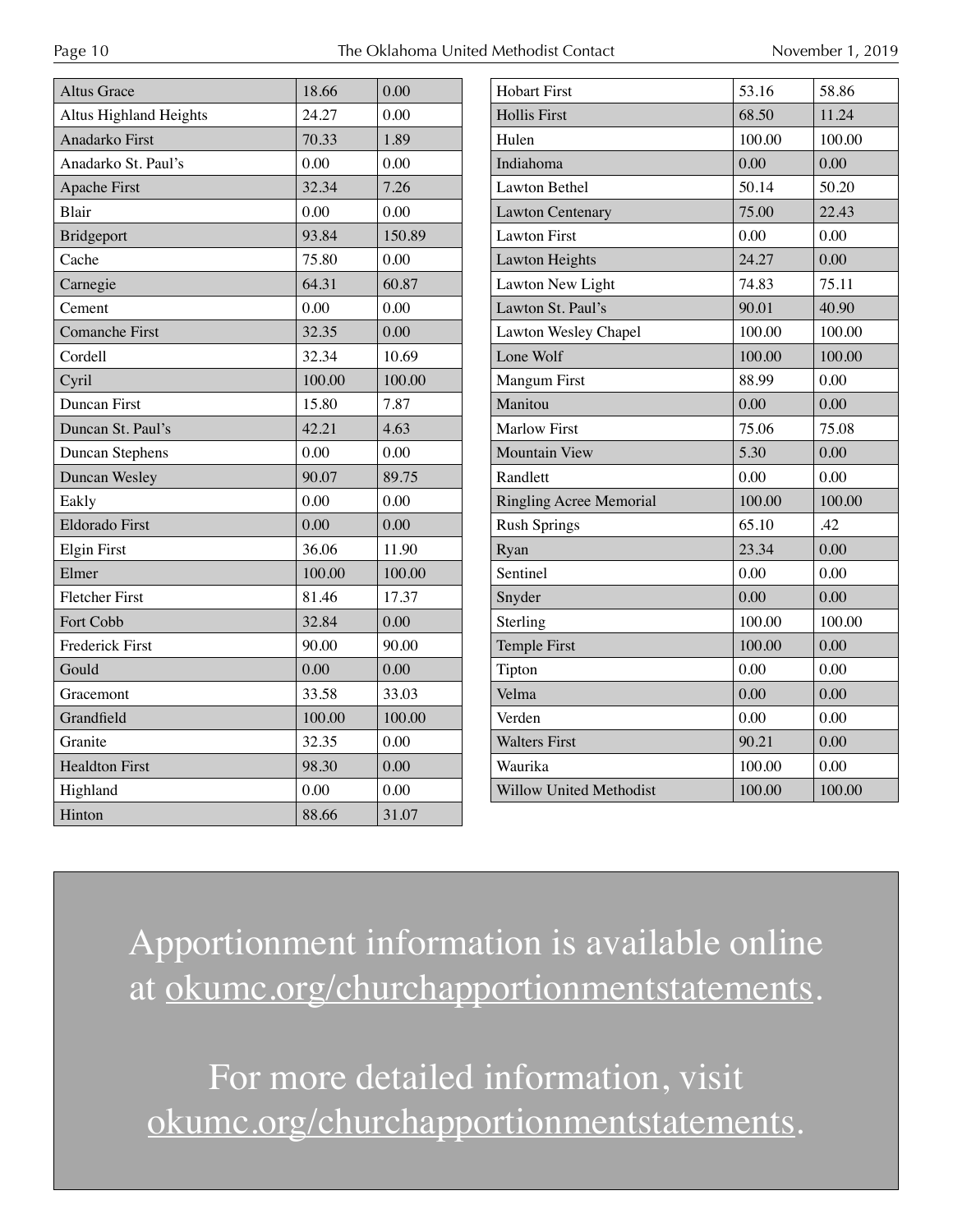| | | |
|---|---|---|
| Altus Grace | 18.66 | 0.00 |
| Altus Highland Heights | 24.27 | 0.00 |
| Anadarko First | 70.33 | 1.89 |
| Anadarko St. Paul's | 0.00 | 0.00 |
| Apache First | 32.34 | 7.26 |
| Blair | 0.00 | 0.00 |
| Bridgeport | 93.84 | 150.89 |
| Cache | 75.80 | 0.00 |
| Carnegie | 64.31 | 60.87 |
| Cement | 0.00 | 0.00 |
| Comanche First | 32.35 | 0.00 |
| Cordell | 32.34 | 10.69 |
| Cyril | 100.00 | 100.00 |
| Duncan First | 15.80 | 7.87 |
| Duncan St. Paul's | 42.21 | 4.63 |
| Duncan Stephens | 0.00 | 0.00 |
| Duncan Wesley | 90.07 | 89.75 |
| Eakly | 0.00 | 0.00 |
| Eldorado First | 0.00 | 0.00 |
| Elgin First | 36.06 | 11.90 |
| Elmer | 100.00 | 100.00 |
| Fletcher First | 81.46 | 17.37 |
| Fort Cobb | 32.84 | 0.00 |
| Frederick First | 90.00 | 90.00 |
| Gould | 0.00 | 0.00 |
| Gracemont | 33.58 | 33.03 |
| Grandfield | 100.00 | 100.00 |
| Granite | 32.35 | 0.00 |
| Healdton First | 98.30 | 0.00 |
| Highland | 0.00 | 0.00 |
| Hinton | 88.66 | 31.07 |
| Hobart First | 53.16 | 58.86 |
| Hollis First | 68.50 | 11.24 |
| Hulen | 100.00 | 100.00 |
| Indiahoma | 0.00 | 0.00 |
| Lawton Bethel | 50.14 | 50.20 |
| Lawton Centenary | 75.00 | 22.43 |
| Lawton First | 0.00 | 0.00 |
| Lawton Heights | 24.27 | 0.00 |
| Lawton New Light | 74.83 | 75.11 |
| Lawton St. Paul's | 90.01 | 40.90 |
| Lawton Wesley Chapel | 100.00 | 100.00 |
| Lone Wolf | 100.00 | 100.00 |
| Mangum First | 88.99 | 0.00 |
| Manitou | 0.00 | 0.00 |
| Marlow First | 75.06 | 75.08 |
| Mountain View | 5.30 | 0.00 |
| Randlett | 0.00 | 0.00 |
| Ringling Acree Memorial | 100.00 | 100.00 |
| Rush Springs | 65.10 | .42 |
| Ryan | 23.34 | 0.00 |
| Sentinel | 0.00 | 0.00 |
| Snyder | 0.00 | 0.00 |
| Sterling | 100.00 | 100.00 |
| Temple First | 100.00 | 0.00 |
| Tipton | 0.00 | 0.00 |
| Velma | 0.00 | 0.00 |
| Verden | 0.00 | 0.00 |
| Walters First | 90.21 | 0.00 |
| Waurika | 100.00 | 0.00 |
| Willow United Methodist | 100.00 | 100.00 |

Apportionment information is available online at okumc.org/churchapportionmentstatements.

For more detailed information, visit okumc.org/churchapportionmentstatements.